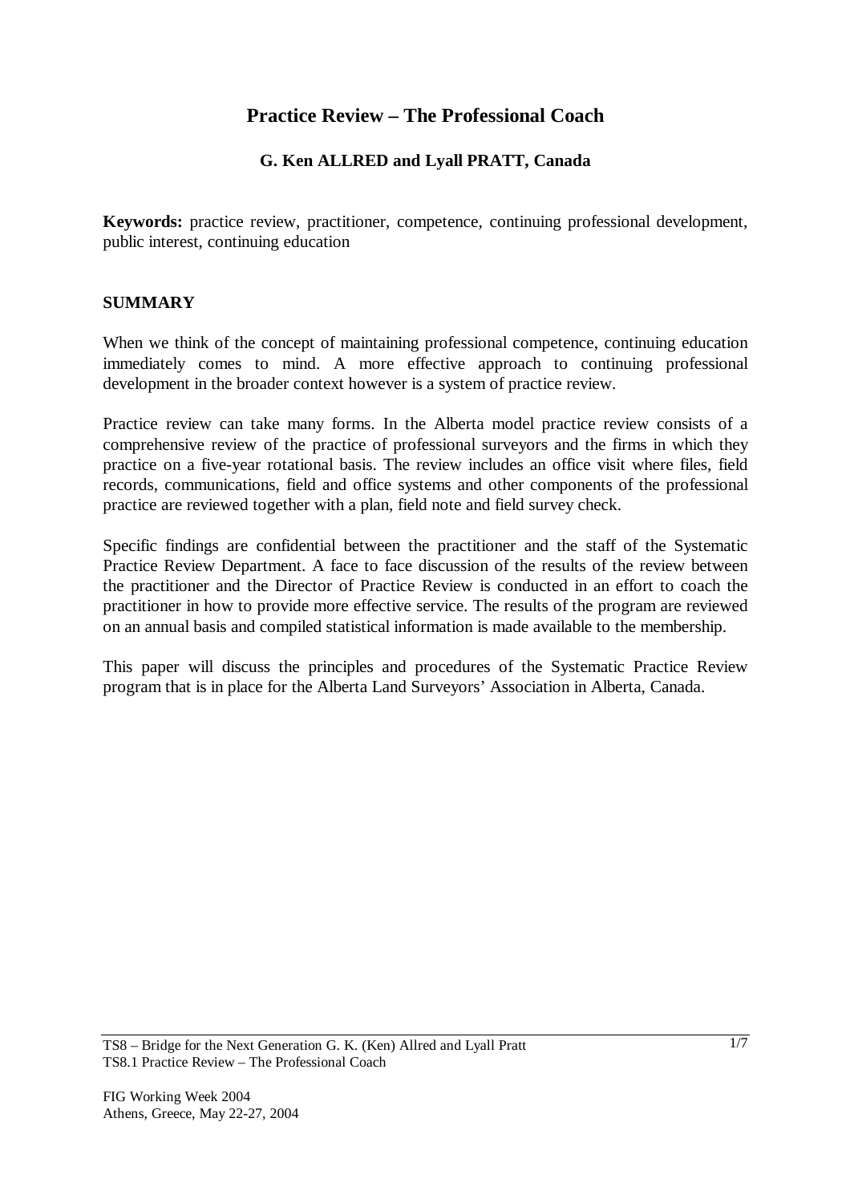# Practice Review – The Professional Coach

**G. Ken ALLRED and Lyall PRATT, Canada**

**Keywords:** practice review, practitioner, competence, continuing professional development, public interest, continuing education

## SUMMARY

When we think of the concept of maintaining professional competence, continuing education immediately comes to mind. A more effective approach to continuing professional development in the broader context however is a system of practice review.

Practice review can take many forms. In the Alberta model practice review consists of a comprehensive review of the practice of professional surveyors and the firms in which they practice on a five-year rotational basis. The review includes an office visit where files, field records, communications, field and office systems and other components of the professional practice are reviewed together with a plan, field note and field survey check.

Specific findings are confidential between the practitioner and the staff of the Systematic Practice Review Department. A face to face discussion of the results of the review between the practitioner and the Director of Practice Review is conducted in an effort to coach the practitioner in how to provide more effective service. The results of the program are reviewed on an annual basis and compiled statistical information is made available to the membership.

This paper will discuss the principles and procedures of the Systematic Practice Review program that is in place for the Alberta Land Surveyors' Association in Alberta, Canada.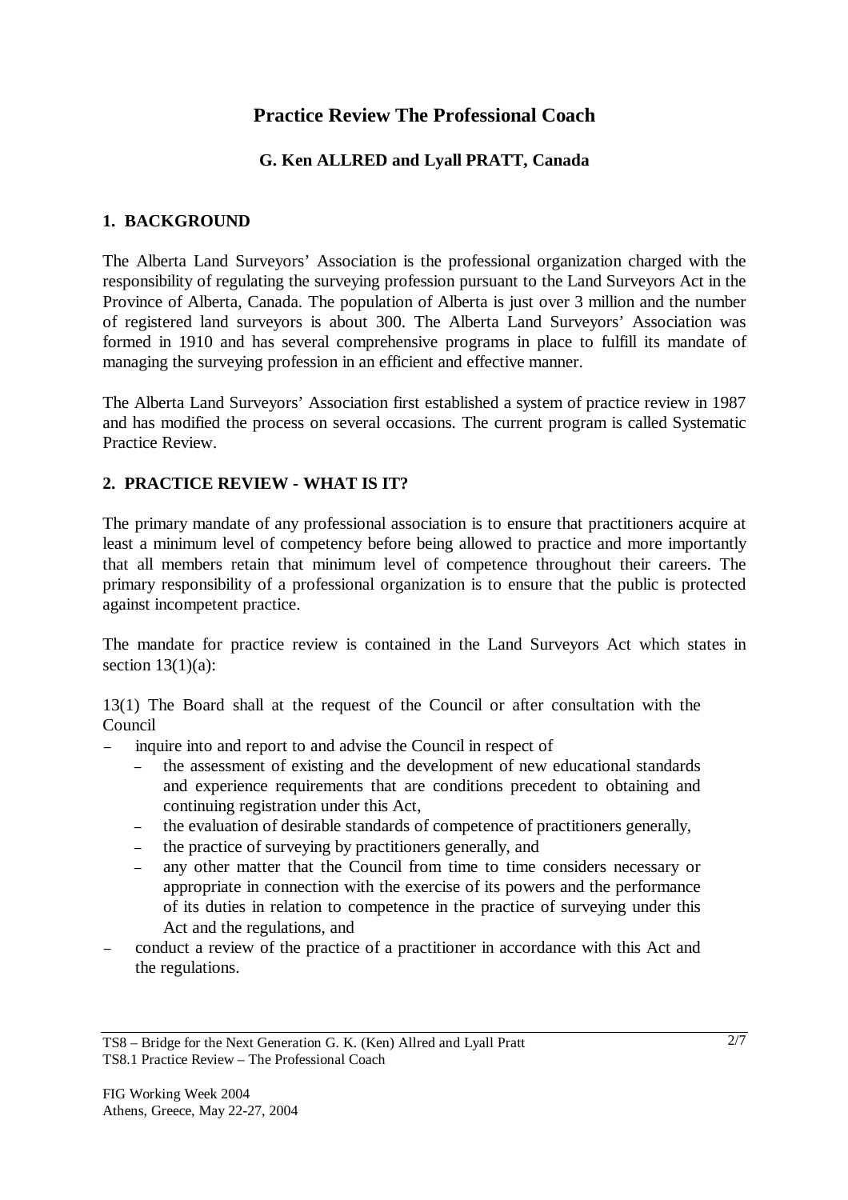# Practice Review The Professional Coach

**G. Ken ALLRED and Lyall PRATT, Canada**

## 1. BACKGROUND

The Alberta Land Surveyors' Association is the professional organization charged with the responsibility of regulating the surveying profession pursuant to the Land Surveyors Act in the Province of Alberta, Canada. The population of Alberta is just over 3 million and the number of registered land surveyors is about 300. The Alberta Land Surveyors' Association was formed in 1910 and has several comprehensive programs in place to fulfill its mandate of managing the surveying profession in an efficient and effective manner.

The Alberta Land Surveyors' Association first established a system of practice review in 1987 and has modified the process on several occasions. The current program is called Systematic Practice Review.

## 2. PRACTICE REVIEW - WHAT IS IT?

The primary mandate of any professional association is to ensure that practitioners acquire at least a minimum level of competency before being allowed to practice and more importantly that all members retain that minimum level of competence throughout their careers. The primary responsibility of a professional organization is to ensure that the public is protected against incompetent practice.

The mandate for practice review is contained in the Land Surveyors Act which states in section 13(1)(a):

13(1) The Board shall at the request of the Council or after consultation with the Council

- inquire into and report to and advise the Council in respect of
  - the assessment of existing and the development of new educational standards and experience requirements that are conditions precedent to obtaining and continuing registration under this Act,
  - the evaluation of desirable standards of competence of practitioners generally,
  - the practice of surveying by practitioners generally, and
  - any other matter that the Council from time to time considers necessary or appropriate in connection with the exercise of its powers and the performance of its duties in relation to competence in the practice of surveying under this Act and the regulations, and
- conduct a review of the practice of a practitioner in accordance with this Act and the regulations.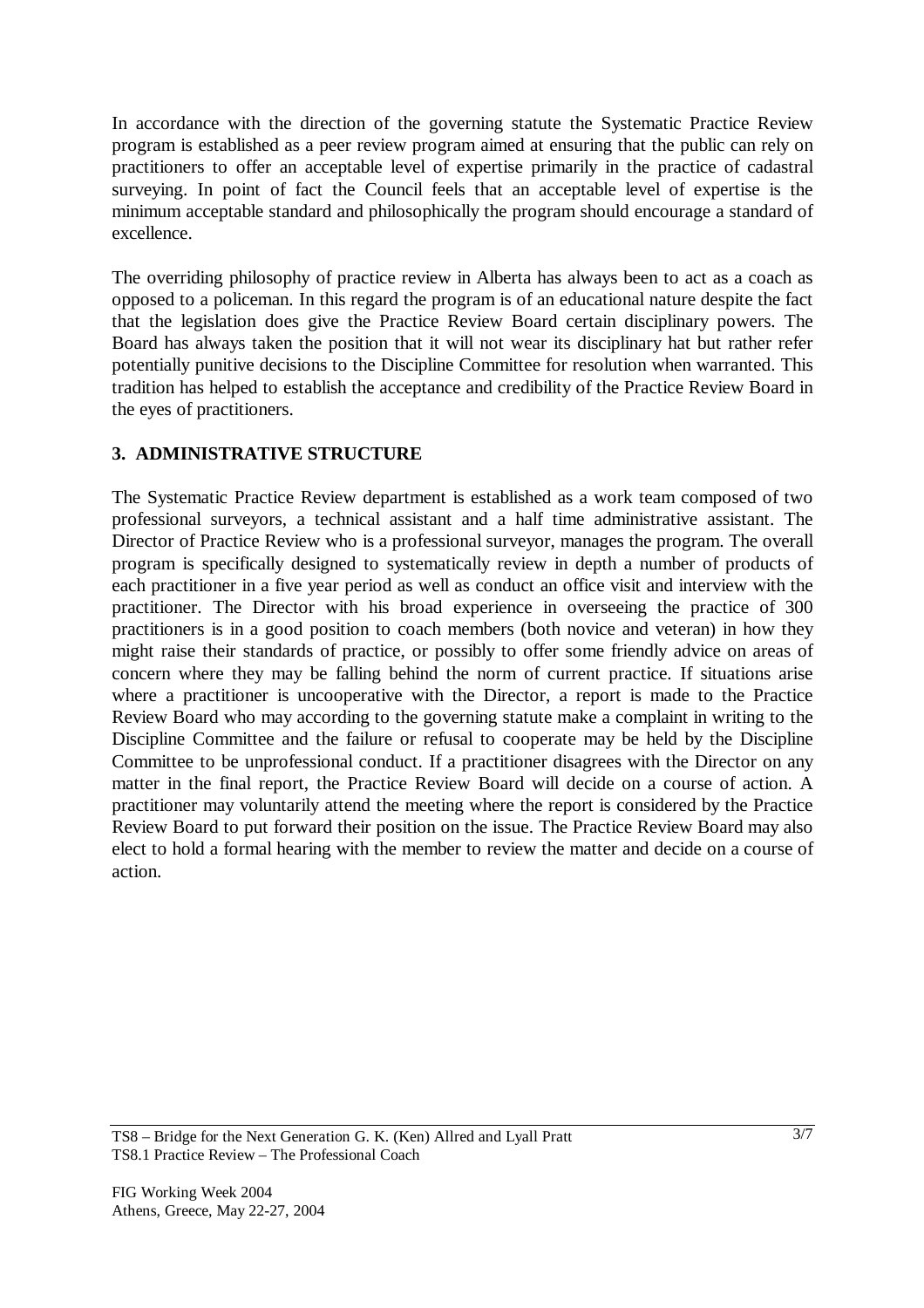In accordance with the direction of the governing statute the Systematic Practice Review program is established as a peer review program aimed at ensuring that the public can rely on practitioners to offer an acceptable level of expertise primarily in the practice of cadastral surveying. In point of fact the Council feels that an acceptable level of expertise is the minimum acceptable standard and philosophically the program should encourage a standard of excellence.

The overriding philosophy of practice review in Alberta has always been to act as a coach as opposed to a policeman. In this regard the program is of an educational nature despite the fact that the legislation does give the Practice Review Board certain disciplinary powers. The Board has always taken the position that it will not wear its disciplinary hat but rather refer potentially punitive decisions to the Discipline Committee for resolution when warranted. This tradition has helped to establish the acceptance and credibility of the Practice Review Board in the eyes of practitioners.

## 3. ADMINISTRATIVE STRUCTURE

The Systematic Practice Review department is established as a work team composed of two professional surveyors, a technical assistant and a half time administrative assistant. The Director of Practice Review who is a professional surveyor, manages the program. The overall program is specifically designed to systematically review in depth a number of products of each practitioner in a five year period as well as conduct an office visit and interview with the practitioner. The Director with his broad experience in overseeing the practice of 300 practitioners is in a good position to coach members (both novice and veteran) in how they might raise their standards of practice, or possibly to offer some friendly advice on areas of concern where they may be falling behind the norm of current practice. If situations arise where a practitioner is uncooperative with the Director, a report is made to the Practice Review Board who may according to the governing statute make a complaint in writing to the Discipline Committee and the failure or refusal to cooperate may be held by the Discipline Committee to be unprofessional conduct. If a practitioner disagrees with the Director on any matter in the final report, the Practice Review Board will decide on a course of action. A practitioner may voluntarily attend the meeting where the report is considered by the Practice Review Board to put forward their position on the issue. The Practice Review Board may also elect to hold a formal hearing with the member to review the matter and decide on a course of action.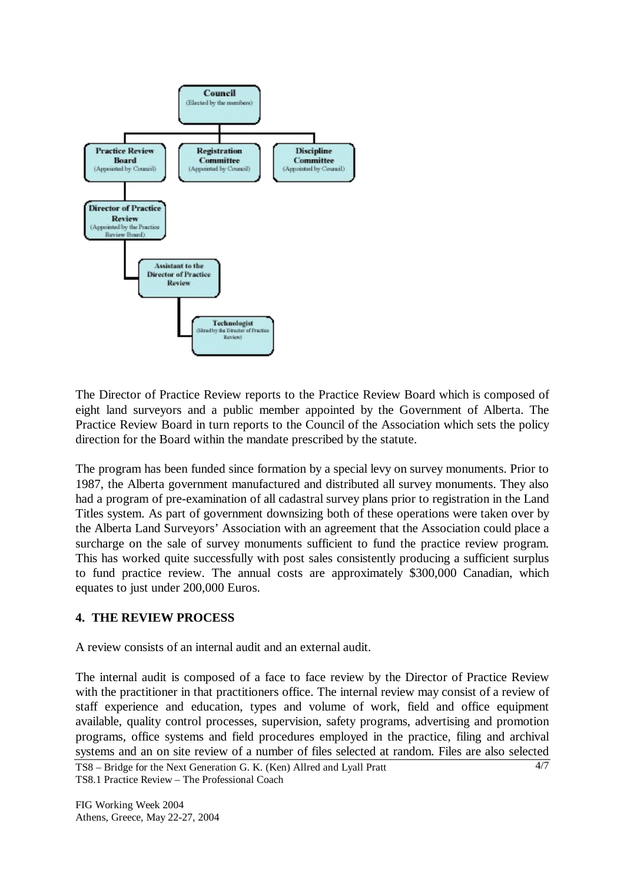The Director of Practice Review reports to the Practice Review Board which is composed of eight land surveyors and a public member appointed by the Government of Alberta. The Practice Review Board in turn reports to the Council of the Association which sets the policy direction for the Board within the mandate prescribed by the statute.

The program has been funded since formation by a special levy on survey monuments. Prior to 1987, the Alberta government manufactured and distributed all survey monuments. They also had a program of pre-examination of all cadastral survey plans prior to registration in the Land Titles system. As part of government downsizing both of these operations were taken over by the Alberta Land Surveyors' Association with an agreement that the Association could place a surcharge on the sale of survey monuments sufficient to fund the practice review program. This has worked quite successfully with post sales consistently producing a sufficient surplus to fund practice review. The annual costs are approximately $300,000 Canadian, which equates to just under 200,000 Euros.

## 4. THE REVIEW PROCESS

A review consists of an internal audit and an external audit.

The internal audit is composed of a face to face review by the Director of Practice Review with the practitioner in that practitioners office. The internal review may consist of a review of staff experience and education, types and volume of work, field and office equipment available, quality control processes, supervision, safety programs, advertising and promotion programs, office systems and field procedures employed in the practice, filing and archival systems and an on site review of a number of files selected at random. Files are also selected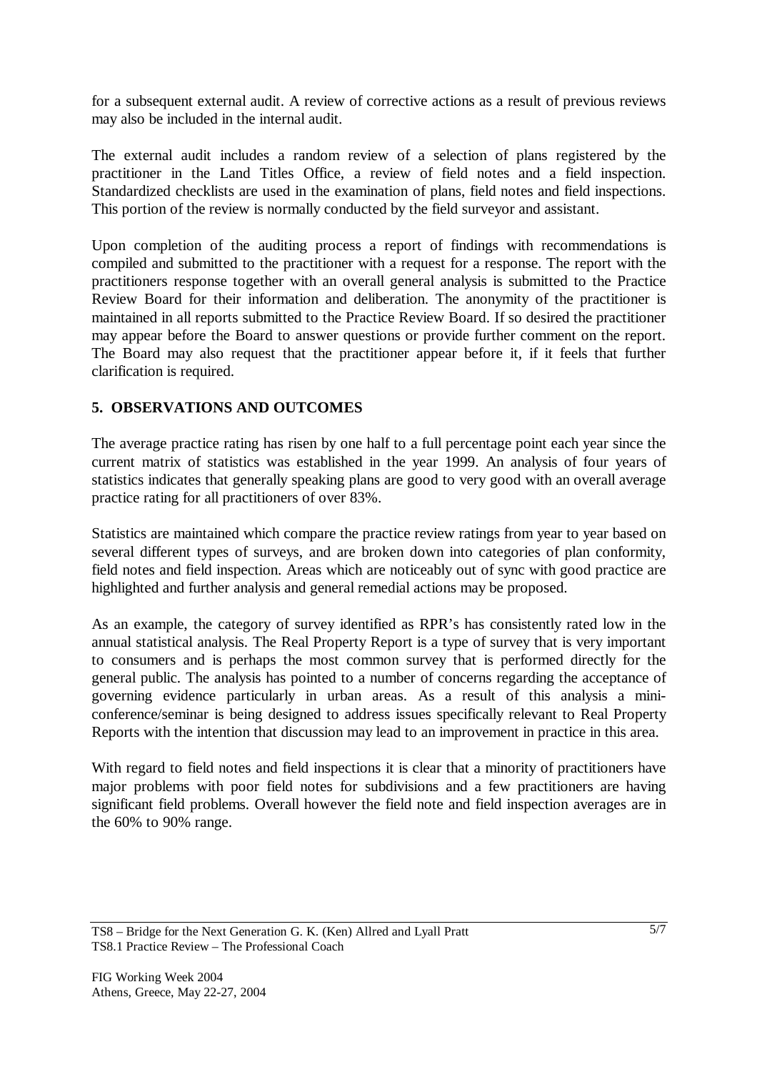for a subsequent external audit. A review of corrective actions as a result of previous reviews may also be included in the internal audit.

The external audit includes a random review of a selection of plans registered by the practitioner in the Land Titles Office, a review of field notes and a field inspection. Standardized checklists are used in the examination of plans, field notes and field inspections. This portion of the review is normally conducted by the field surveyor and assistant.

Upon completion of the auditing process a report of findings with recommendations is compiled and submitted to the practitioner with a request for a response. The report with the practitioners response together with an overall general analysis is submitted to the Practice Review Board for their information and deliberation. The anonymity of the practitioner is maintained in all reports submitted to the Practice Review Board. If so desired the practitioner may appear before the Board to answer questions or provide further comment on the report. The Board may also request that the practitioner appear before it, if it feels that further clarification is required.

## 5. OBSERVATIONS AND OUTCOMES

The average practice rating has risen by one half to a full percentage point each year since the current matrix of statistics was established in the year 1999. An analysis of four years of statistics indicates that generally speaking plans are good to very good with an overall average practice rating for all practitioners of over 83%.

Statistics are maintained which compare the practice review ratings from year to year based on several different types of surveys, and are broken down into categories of plan conformity, field notes and field inspection. Areas which are noticeably out of sync with good practice are highlighted and further analysis and general remedial actions may be proposed.

As an example, the category of survey identified as RPR's has consistently rated low in the annual statistical analysis. The Real Property Report is a type of survey that is very important to consumers and is perhaps the most common survey that is performed directly for the general public. The analysis has pointed to a number of concerns regarding the acceptance of governing evidence particularly in urban areas. As a result of this analysis a mini-conference/seminar is being designed to address issues specifically relevant to Real Property Reports with the intention that discussion may lead to an improvement in practice in this area.

With regard to field notes and field inspections it is clear that a minority of practitioners have major problems with poor field notes for subdivisions and a few practitioners are having significant field problems. Overall however the field note and field inspection averages are in the 60% to 90% range.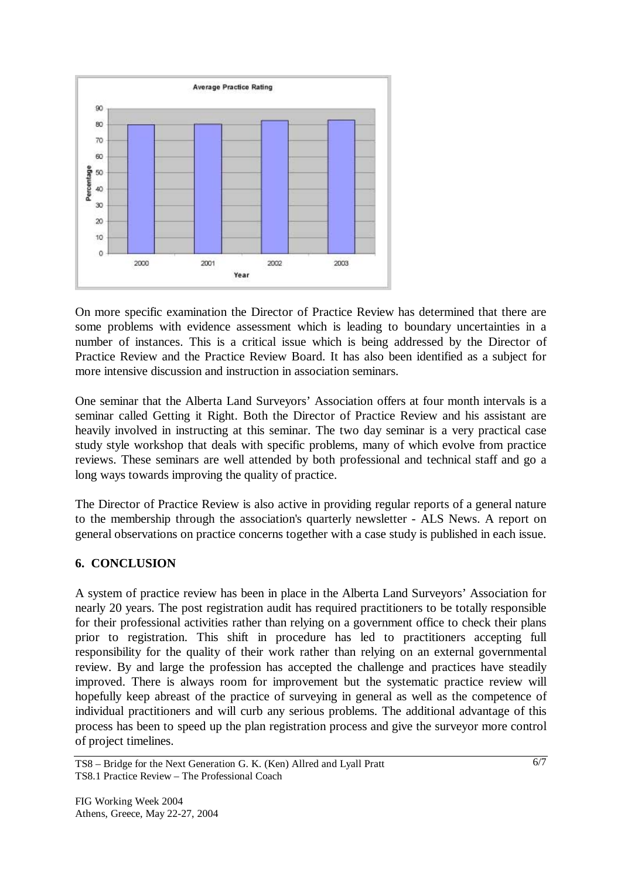On more specific examination the Director of Practice Review has determined that there are some problems with evidence assessment which is leading to boundary uncertainties in a number of instances. This is a critical issue which is being addressed by the Director of Practice Review and the Practice Review Board. It has also been identified as a subject for more intensive discussion and instruction in association seminars.

One seminar that the Alberta Land Surveyors' Association offers at four month intervals is a seminar called Getting it Right. Both the Director of Practice Review and his assistant are heavily involved in instructing at this seminar. The two day seminar is a very practical case study style workshop that deals with specific problems, many of which evolve from practice reviews. These seminars are well attended by both professional and technical staff and go a long ways towards improving the quality of practice.

The Director of Practice Review is also active in providing regular reports of a general nature to the membership through the association's quarterly newsletter - ALS News. A report on general observations on practice concerns together with a case study is published in each issue.

## 6. CONCLUSION

A system of practice review has been in place in the Alberta Land Surveyors' Association for nearly 20 years. The post registration audit has required practitioners to be totally responsible for their professional activities rather than relying on a government office to check their plans prior to registration. This shift in procedure has led to practitioners accepting full responsibility for the quality of their work rather than relying on an external governmental review. By and large the profession has accepted the challenge and practices have steadily improved. There is always room for improvement but the systematic practice review will hopefully keep abreast of the practice of surveying in general as well as the competence of individual practitioners and will curb any serious problems. The additional advantage of this process has been to speed up the plan registration process and give the surveyor more control of project timelines.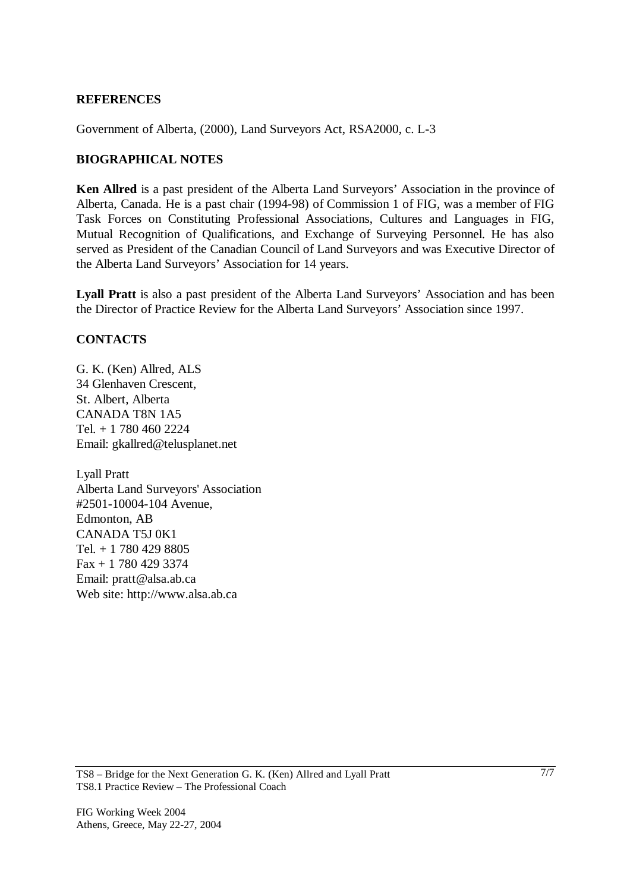## REFERENCES

Government of Alberta, (2000), Land Surveyors Act, RSA2000, c. L-3

## BIOGRAPHICAL NOTES

**Ken Allred** is a past president of the Alberta Land Surveyors' Association in the province of Alberta, Canada. He is a past chair (1994-98) of Commission 1 of FIG, was a member of FIG Task Forces on Constituting Professional Associations, Cultures and Languages in FIG, Mutual Recognition of Qualifications, and Exchange of Surveying Personnel. He has also served as President of the Canadian Council of Land Surveyors and was Executive Director of the Alberta Land Surveyors' Association for 14 years.

**Lyall Pratt** is also a past president of the Alberta Land Surveyors' Association and has been the Director of Practice Review for the Alberta Land Surveyors' Association since 1997.

## CONTACTS

G. K. (Ken) Allred, ALS  
34 Glenhaven Crescent,  
St. Albert, Alberta  
CANADA T8N 1A5  
Tel. + 1 780 460 2224  
Email: gkallred@telusplanet.net

Lyall Pratt  
Alberta Land Surveyors' Association  
#2501-10004-104 Avenue,  
Edmonton, AB  
CANADA T5J 0K1  
Tel. + 1 780 429 8805  
Fax + 1 780 429 3374  
Email: pratt@alsa.ab.ca  
Web site: http://www.alsa.ab.ca